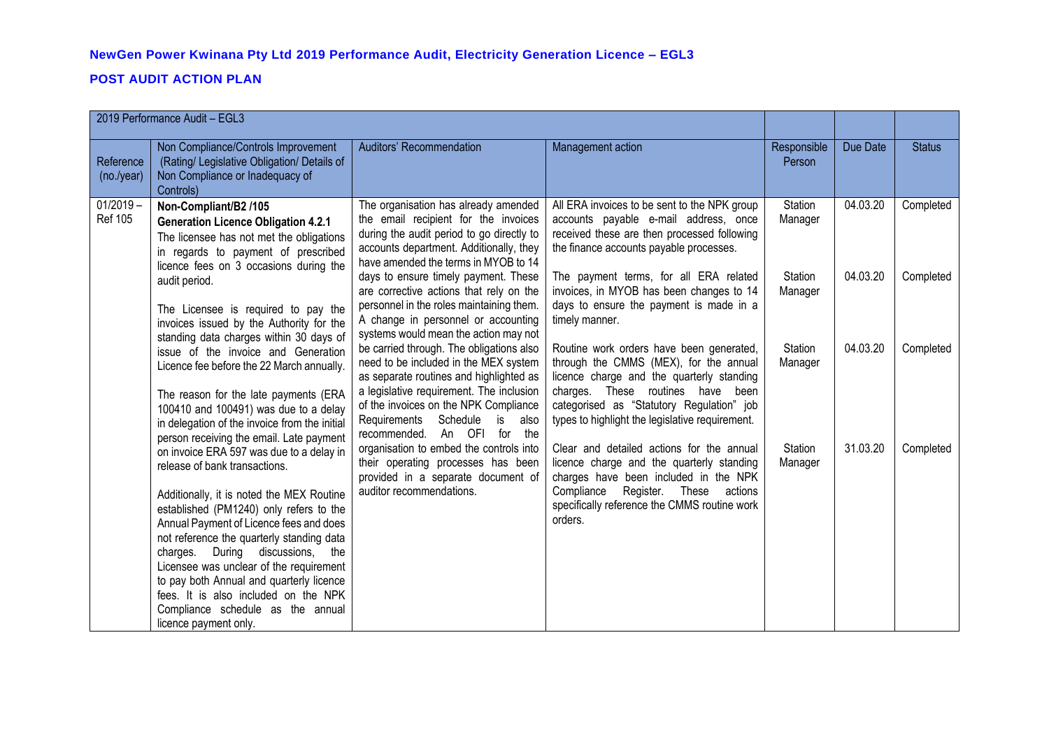## NewGen Power Kwinana Pty Ltd 2019 Performance Audit, Electricity Generation Licence – EGL3

## POST AUDIT ACTION PLAN

| 2019 Performance Audit – EGL3 | | | | | | |
|---|---|---|---|---|---|---|
| Reference (no./year) | Non Compliance/Controls Improvement (Rating/ Legislative Obligation/ Details of Non Compliance or Inadequacy of Controls) | Auditors' Recommendation | Management action | Responsible Person | Due Date | Status |
| 01/2019 – Ref 105 | **Non-Compliant/B2 /105**<br>**Generation Licence Obligation 4.2.1**<br>The licensee has not met the obligations in regards to payment of prescribed licence fees on 3 occasions during the audit period.<br><br>The Licensee is required to pay the invoices issued by the Authority for the standing data charges within 30 days of issue of the invoice and Generation Licence fee before the 22 March annually.<br><br>The reason for the late payments (ERA 100410 and 100491) was due to a delay in delegation of the invoice from the initial person receiving the email. Late payment on invoice ERA 597 was due to a delay in release of bank transactions.<br><br>Additionally, it is noted the MEX Routine established (PM1240) only refers to the Annual Payment of Licence fees and does not reference the quarterly standing data charges. During discussions, the Licensee was unclear of the requirement to pay both Annual and quarterly licence fees. It is also included on the NPK Compliance schedule as the annual licence payment only. | The organisation has already amended the email recipient for the invoices during the audit period to go directly to accounts department. Additionally, they have amended the terms in MYOB to 14 days to ensure timely payment. These are corrective actions that rely on the personnel in the roles maintaining them. A change in personnel or accounting systems would mean the action may not be carried through. The obligations also need to be included in the MEX system as separate routines and highlighted as a legislative requirement. The inclusion of the invoices on the NPK Compliance Requirements Schedule is also recommended. An OFI for the organisation to embed the controls into their operating processes has been provided in a separate document of auditor recommendations. | All ERA invoices to be sent to the NPK group accounts payable e-mail address, once received these are then processed following the finance accounts payable processes.<br><br>The payment terms, for all ERA related invoices, in MYOB has been changes to 14 days to ensure the payment is made in a timely manner.<br><br>Routine work orders have been generated, through the CMMS (MEX), for the annual licence charge and the quarterly standing charges. These routines have been categorised as "Statutory Regulation" job types to highlight the legislative requirement.<br><br>Clear and detailed actions for the annual licence charge and the quarterly standing charges have been included in the NPK Compliance Register. These actions specifically reference the CMMS routine work orders. | Station Manager<br><br>Station Manager<br><br>Station Manager<br><br>Station Manager | 04.03.20<br><br>04.03.20<br><br>04.03.20<br><br>31.03.20 | Completed<br><br>Completed<br><br>Completed<br><br>Completed |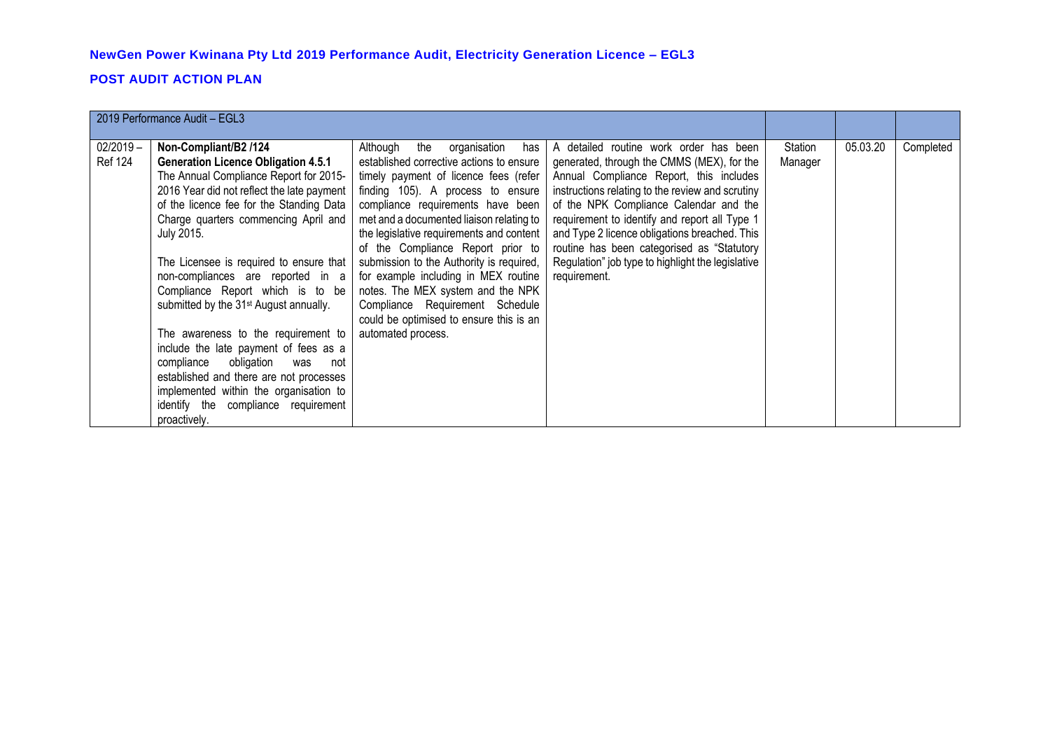**NewGen Power Kwinana Pty Ltd 2019 Performance Audit, Electricity Generation Licence – EGL3**

**POST AUDIT ACTION PLAN**

| 2019 Performance Audit – EGL3 | | | | | | |
|---|---|---|---|---|---|---|
| 02/2019 – Ref 124 | **Non-Compliant/B2 /124**<br>**Generation Licence Obligation 4.5.1**<br>The Annual Compliance Report for 2015-2016 Year did not reflect the late payment of the licence fee for the Standing Data Charge quarters commencing April and July 2015.<br><br>The Licensee is required to ensure that non-compliances are reported in a Compliance Report which is to be submitted by the 31st August annually.<br><br>The awareness to the requirement to include the late payment of fees as a compliance obligation was not established and there are not processes implemented within the organisation to identify the compliance requirement proactively. | Although the organisation has established corrective actions to ensure timely payment of licence fees (refer finding 105). A process to ensure compliance requirements have been met and a documented liaison relating to the legislative requirements and content of the Compliance Report prior to submission to the Authority is required, for example including in MEX routine notes. The MEX system and the NPK Compliance Requirement Schedule could be optimised to ensure this is an automated process. | A detailed routine work order has been generated, through the CMMS (MEX), for the Annual Compliance Report, this includes instructions relating to the review and scrutiny of the NPK Compliance Calendar and the requirement to identify and report all Type 1 and Type 2 licence obligations breached. This routine has been categorised as "Statutory Regulation" job type to highlight the legislative requirement. | Station Manager | 05.03.20 | Completed |